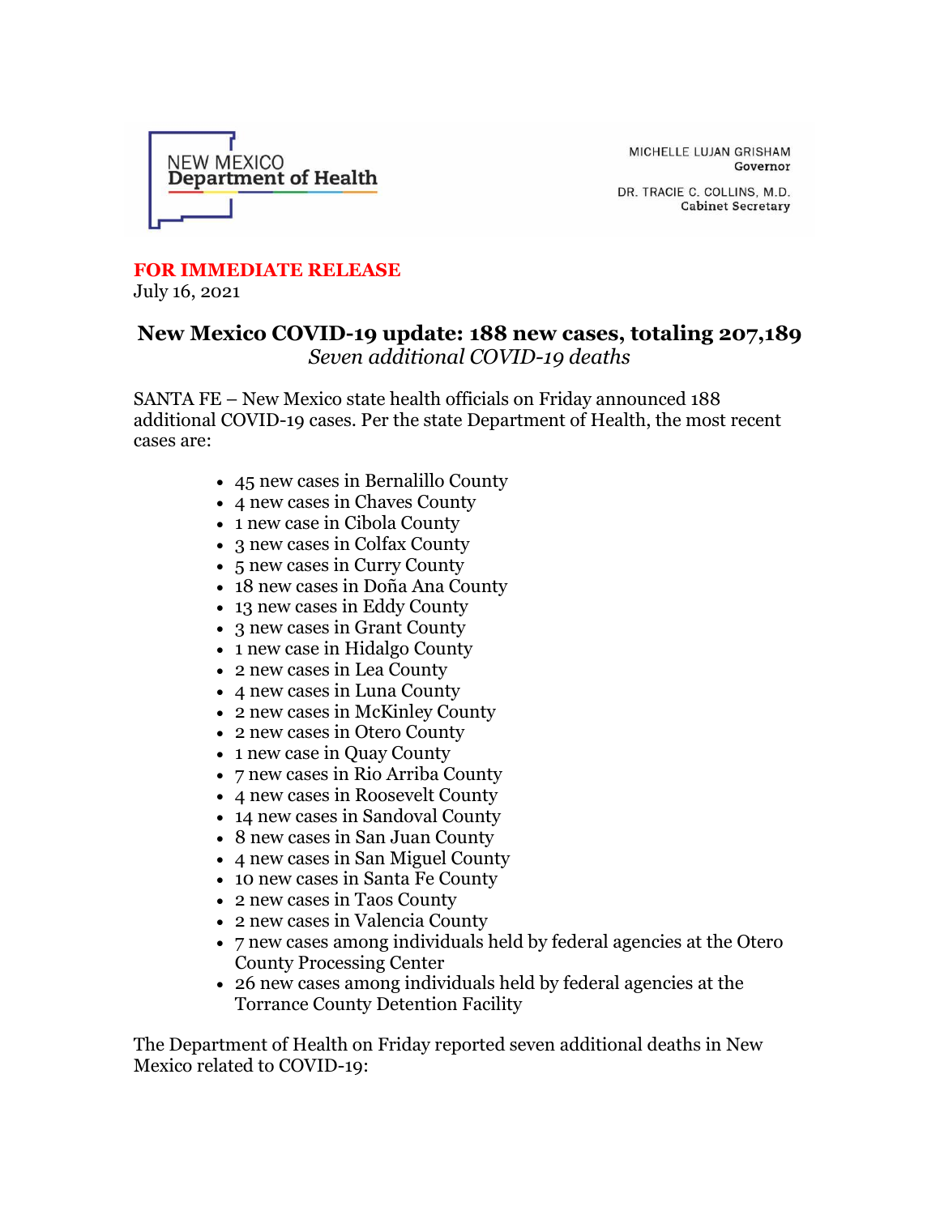NEW MEXICO
Department of Health

MICHELLE LUJAN GRISHAM
Governor

DR. TRACIE C. COLLINS, M.D.
Cabinet Secretary

**FOR IMMEDIATE RELEASE**
July 16, 2021

## New Mexico COVID-19 update: 188 new cases, totaling 207,189

*Seven additional COVID-19 deaths*

SANTA FE – New Mexico state health officials on Friday announced 188 additional COVID-19 cases. Per the state Department of Health, the most recent cases are:

- 45 new cases in Bernalillo County
- 4 new cases in Chaves County
- 1 new case in Cibola County
- 3 new cases in Colfax County
- 5 new cases in Curry County
- 18 new cases in Doña Ana County
- 13 new cases in Eddy County
- 3 new cases in Grant County
- 1 new case in Hidalgo County
- 2 new cases in Lea County
- 4 new cases in Luna County
- 2 new cases in McKinley County
- 2 new cases in Otero County
- 1 new case in Quay County
- 7 new cases in Rio Arriba County
- 4 new cases in Roosevelt County
- 14 new cases in Sandoval County
- 8 new cases in San Juan County
- 4 new cases in San Miguel County
- 10 new cases in Santa Fe County
- 2 new cases in Taos County
- 2 new cases in Valencia County
- 7 new cases among individuals held by federal agencies at the Otero County Processing Center
- 26 new cases among individuals held by federal agencies at the Torrance County Detention Facility

The Department of Health on Friday reported seven additional deaths in New Mexico related to COVID-19: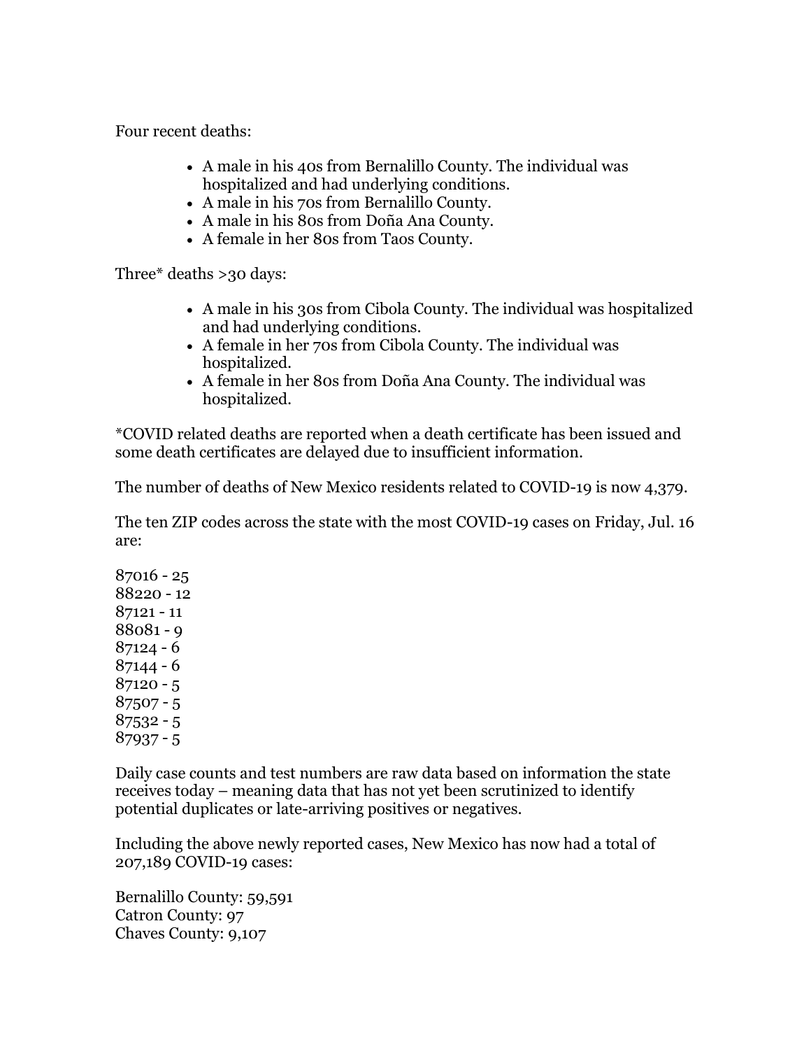Four recent deaths:

- A male in his 40s from Bernalillo County. The individual was hospitalized and had underlying conditions.
- A male in his 70s from Bernalillo County.
- A male in his 80s from Doña Ana County.
- A female in her 80s from Taos County.

Three* deaths >30 days:

- A male in his 30s from Cibola County. The individual was hospitalized and had underlying conditions.
- A female in her 70s from Cibola County. The individual was hospitalized.
- A female in her 80s from Doña Ana County. The individual was hospitalized.

*COVID related deaths are reported when a death certificate has been issued and some death certificates are delayed due to insufficient information.

The number of deaths of New Mexico residents related to COVID-19 is now 4,379.

The ten ZIP codes across the state with the most COVID-19 cases on Friday, Jul. 16 are:

87016 - 25
88220 - 12
87121 - 11
88081 - 9
87124 - 6
87144 - 6
87120 - 5
87507 - 5
87532 - 5
87937 - 5

Daily case counts and test numbers are raw data based on information the state receives today – meaning data that has not yet been scrutinized to identify potential duplicates or late-arriving positives or negatives.

Including the above newly reported cases, New Mexico has now had a total of 207,189 COVID-19 cases:

Bernalillo County: 59,591
Catron County: 97
Chaves County: 9,107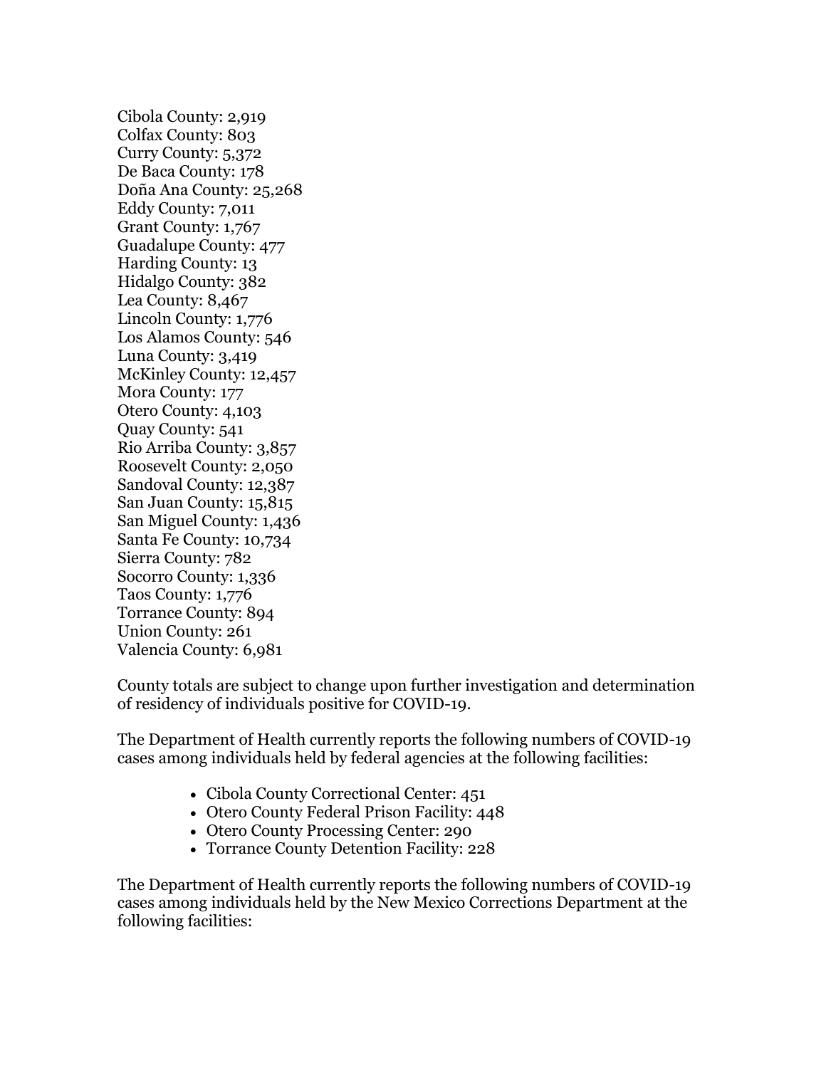Cibola County: 2,919  
Colfax County: 803  
Curry County: 5,372  
De Baca County: 178  
Doña Ana County: 25,268  
Eddy County: 7,011  
Grant County: 1,767  
Guadalupe County: 477  
Harding County: 13  
Hidalgo County: 382  
Lea County: 8,467  
Lincoln County: 1,776  
Los Alamos County: 546  
Luna County: 3,419  
McKinley County: 12,457  
Mora County: 177  
Otero County: 4,103  
Quay County: 541  
Rio Arriba County: 3,857  
Roosevelt County: 2,050  
Sandoval County: 12,387  
San Juan County: 15,815  
San Miguel County: 1,436  
Santa Fe County: 10,734  
Sierra County: 782  
Socorro County: 1,336  
Taos County: 1,776  
Torrance County: 894  
Union County: 261  
Valencia County: 6,981

County totals are subject to change upon further investigation and determination of residency of individuals positive for COVID-19.

The Department of Health currently reports the following numbers of COVID-19 cases among individuals held by federal agencies at the following facilities:

- Cibola County Correctional Center: 451
- Otero County Federal Prison Facility: 448
- Otero County Processing Center: 290
- Torrance County Detention Facility: 228

The Department of Health currently reports the following numbers of COVID-19 cases among individuals held by the New Mexico Corrections Department at the following facilities: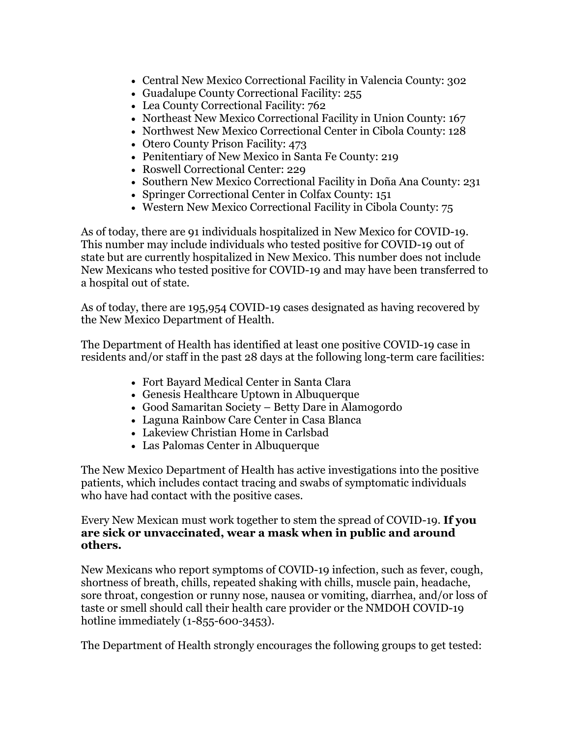- Central New Mexico Correctional Facility in Valencia County: 302
- Guadalupe County Correctional Facility: 255
- Lea County Correctional Facility: 762
- Northeast New Mexico Correctional Facility in Union County: 167
- Northwest New Mexico Correctional Center in Cibola County: 128
- Otero County Prison Facility: 473
- Penitentiary of New Mexico in Santa Fe County: 219
- Roswell Correctional Center: 229
- Southern New Mexico Correctional Facility in Doña Ana County: 231
- Springer Correctional Center in Colfax County: 151
- Western New Mexico Correctional Facility in Cibola County: 75

As of today, there are 91 individuals hospitalized in New Mexico for COVID-19. This number may include individuals who tested positive for COVID-19 out of state but are currently hospitalized in New Mexico. This number does not include New Mexicans who tested positive for COVID-19 and may have been transferred to a hospital out of state.

As of today, there are 195,954 COVID-19 cases designated as having recovered by the New Mexico Department of Health.

The Department of Health has identified at least one positive COVID-19 case in residents and/or staff in the past 28 days at the following long-term care facilities:

- Fort Bayard Medical Center in Santa Clara
- Genesis Healthcare Uptown in Albuquerque
- Good Samaritan Society – Betty Dare in Alamogordo
- Laguna Rainbow Care Center in Casa Blanca
- Lakeview Christian Home in Carlsbad
- Las Palomas Center in Albuquerque

The New Mexico Department of Health has active investigations into the positive patients, which includes contact tracing and swabs of symptomatic individuals who have had contact with the positive cases.

Every New Mexican must work together to stem the spread of COVID-19. **If you are sick or unvaccinated, wear a mask when in public and around others.**

New Mexicans who report symptoms of COVID-19 infection, such as fever, cough, shortness of breath, chills, repeated shaking with chills, muscle pain, headache, sore throat, congestion or runny nose, nausea or vomiting, diarrhea, and/or loss of taste or smell should call their health care provider or the NMDOH COVID-19 hotline immediately (1-855-600-3453).

The Department of Health strongly encourages the following groups to get tested: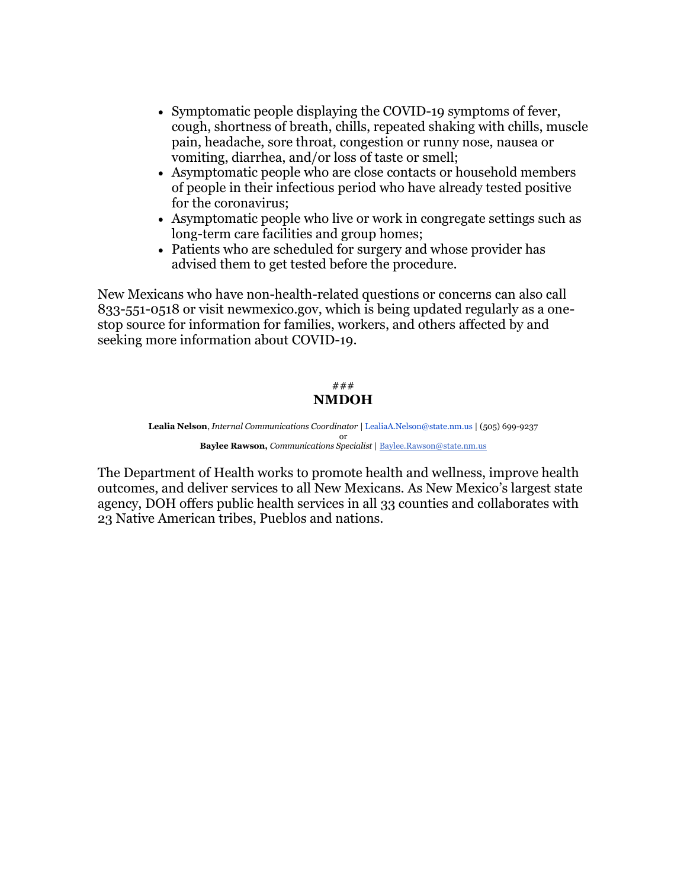- Symptomatic people displaying the COVID-19 symptoms of fever, cough, shortness of breath, chills, repeated shaking with chills, muscle pain, headache, sore throat, congestion or runny nose, nausea or vomiting, diarrhea, and/or loss of taste or smell;
- Asymptomatic people who are close contacts or household members of people in their infectious period who have already tested positive for the coronavirus;
- Asymptomatic people who live or work in congregate settings such as long-term care facilities and group homes;
- Patients who are scheduled for surgery and whose provider has advised them to get tested before the procedure.

New Mexicans who have non-health-related questions or concerns can also call 833-551-0518 or visit newmexico.gov, which is being updated regularly as a one-stop source for information for families, workers, and others affected by and seeking more information about COVID-19.

###

**NMDOH**

**Lealia Nelson**, *Internal Communications Coordinator* | LealiaA.Nelson@state.nm.us | (505) 699-9237
or
**Baylee Rawson,** *Communications Specialist* | Baylee.Rawson@state.nm.us

The Department of Health works to promote health and wellness, improve health outcomes, and deliver services to all New Mexicans. As New Mexico's largest state agency, DOH offers public health services in all 33 counties and collaborates with 23 Native American tribes, Pueblos and nations.